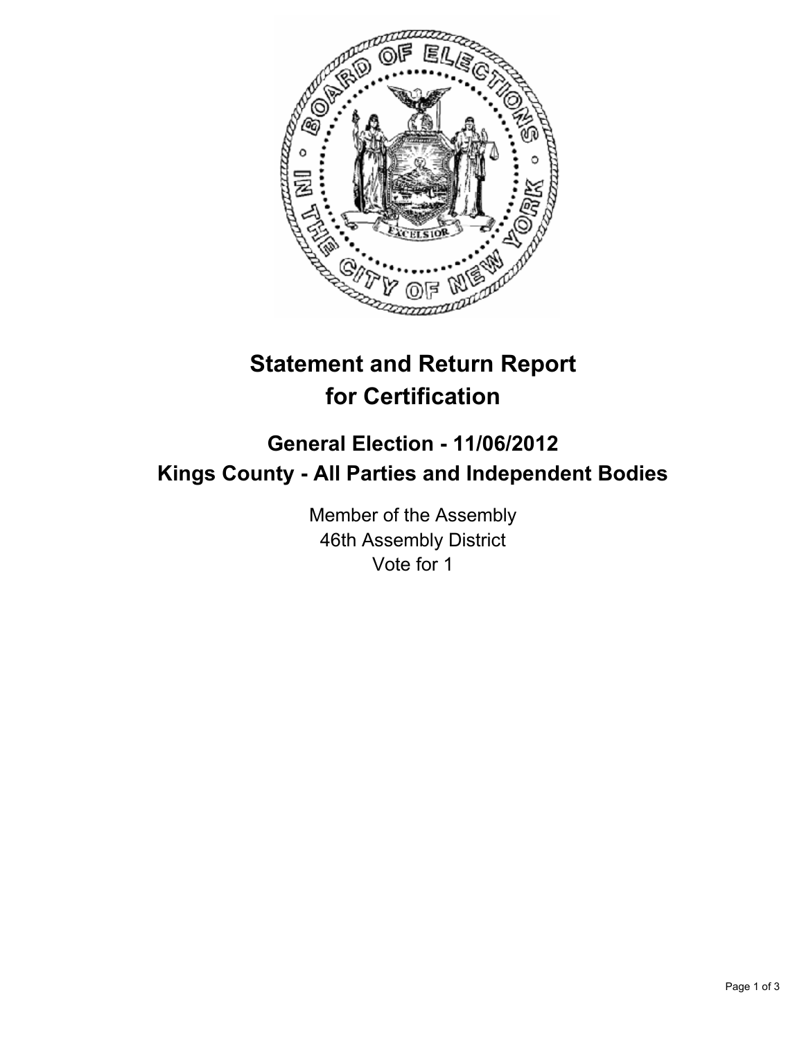# Statement and Return Report for Certification

## General Election - 11/06/2012
## Kings County - All Parties and Independent Bodies

Member of the Assembly
46th Assembly District
Vote for 1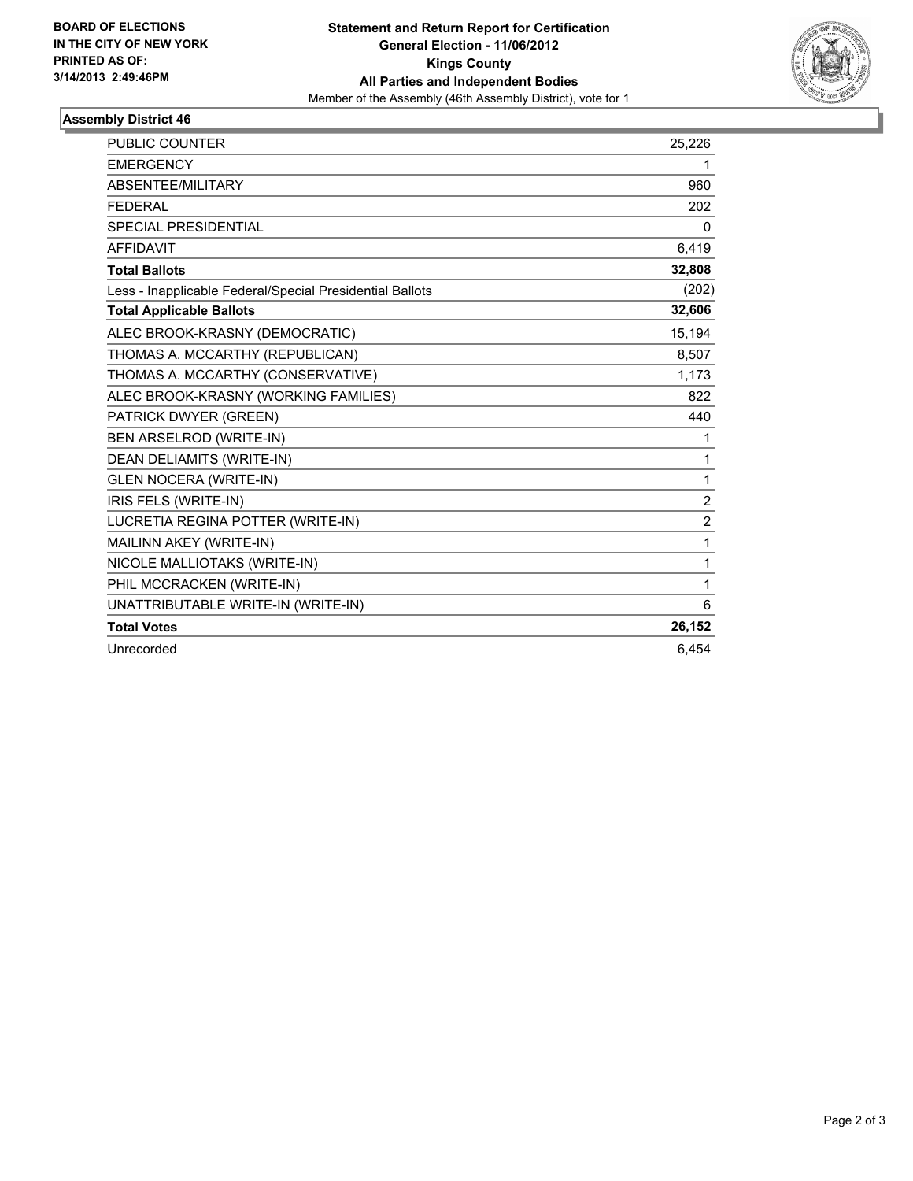**BOARD OF ELECTIONS IN THE CITY OF NEW YORK PRINTED AS OF: 3/14/2013 2:49:46PM**

**Statement and Return Report for Certification**
**General Election - 11/06/2012**
**Kings County**
**All Parties and Independent Bodies**
Member of the Assembly (46th Assembly District), vote for 1

## Assembly District 46

| | |
|---|---|
| PUBLIC COUNTER | 25,226 |
| EMERGENCY | 1 |
| ABSENTEE/MILITARY | 960 |
| FEDERAL | 202 |
| SPECIAL PRESIDENTIAL | 0 |
| AFFIDAVIT | 6,419 |
| **Total Ballots** | **32,808** |
| Less - Inapplicable Federal/Special Presidential Ballots | (202) |
| **Total Applicable Ballots** | **32,606** |
| ALEC BROOK-KRASNY (DEMOCRATIC) | 15,194 |
| THOMAS A. MCCARTHY (REPUBLICAN) | 8,507 |
| THOMAS A. MCCARTHY (CONSERVATIVE) | 1,173 |
| ALEC BROOK-KRASNY (WORKING FAMILIES) | 822 |
| PATRICK DWYER (GREEN) | 440 |
| BEN ARSELROD (WRITE-IN) | 1 |
| DEAN DELIAMITS (WRITE-IN) | 1 |
| GLEN NOCERA (WRITE-IN) | 1 |
| IRIS FELS (WRITE-IN) | 2 |
| LUCRETIA REGINA POTTER (WRITE-IN) | 2 |
| MAILINN AKEY (WRITE-IN) | 1 |
| NICOLE MALLIOTAKS (WRITE-IN) | 1 |
| PHIL MCCRACKEN (WRITE-IN) | 1 |
| UNATTRIBUTABLE WRITE-IN (WRITE-IN) | 6 |
| **Total Votes** | **26,152** |
| Unrecorded | 6,454 |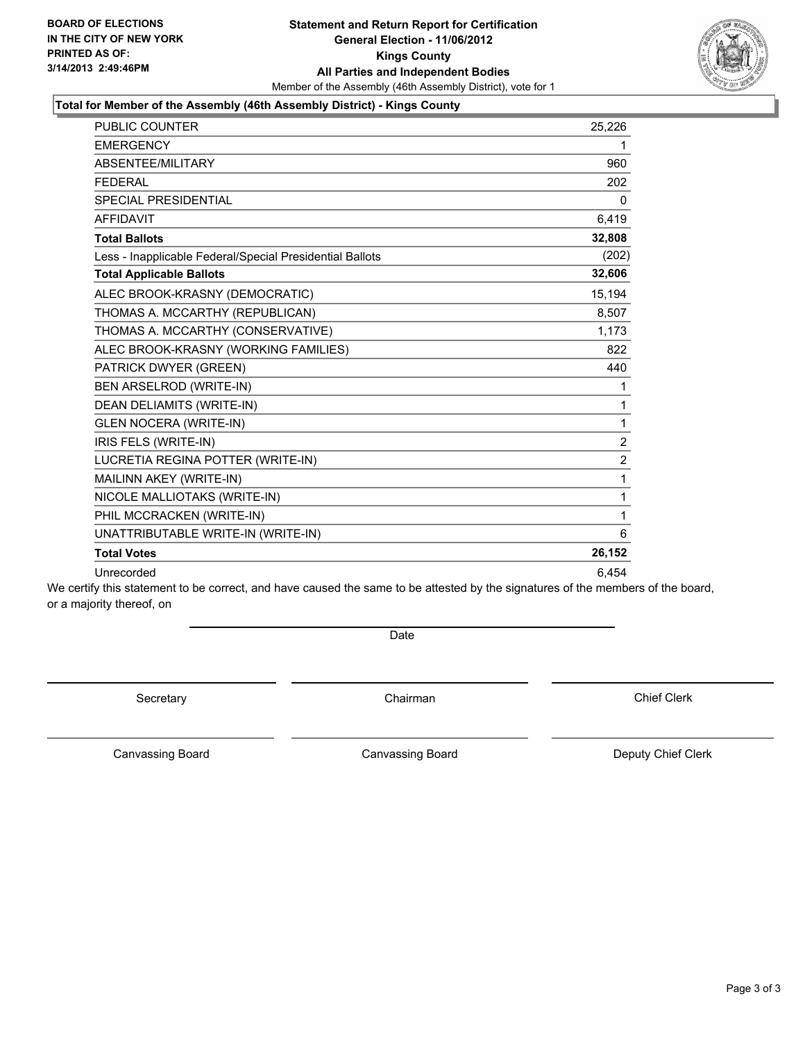**BOARD OF ELECTIONS IN THE CITY OF NEW YORK PRINTED AS OF: 3/14/2013 2:49:46PM**

**Statement and Return Report for Certification**
**General Election - 11/06/2012**
**Kings County**
**All Parties and Independent Bodies**
Member of the Assembly (46th Assembly District), vote for 1

**Total for Member of the Assembly (46th Assembly District) - Kings County**

| | |
|---|---|
| PUBLIC COUNTER | 25,226 |
| EMERGENCY | 1 |
| ABSENTEE/MILITARY | 960 |
| FEDERAL | 202 |
| SPECIAL PRESIDENTIAL | 0 |
| AFFIDAVIT | 6,419 |
| **Total Ballots** | **32,808** |
| Less - Inapplicable Federal/Special Presidential Ballots | (202) |
| **Total Applicable Ballots** | **32,606** |
| ALEC BROOK-KRASNY (DEMOCRATIC) | 15,194 |
| THOMAS A. MCCARTHY (REPUBLICAN) | 8,507 |
| THOMAS A. MCCARTHY (CONSERVATIVE) | 1,173 |
| ALEC BROOK-KRASNY (WORKING FAMILIES) | 822 |
| PATRICK DWYER (GREEN) | 440 |
| BEN ARSELROD (WRITE-IN) | 1 |
| DEAN DELIAMITS (WRITE-IN) | 1 |
| GLEN NOCERA (WRITE-IN) | 1 |
| IRIS FELS (WRITE-IN) | 2 |
| LUCRETIA REGINA POTTER (WRITE-IN) | 2 |
| MAILINN AKEY (WRITE-IN) | 1 |
| NICOLE MALLIOTAKS (WRITE-IN) | 1 |
| PHIL MCCRACKEN (WRITE-IN) | 1 |
| UNATTRIBUTABLE WRITE-IN (WRITE-IN) | 6 |
| **Total Votes** | **26,152** |
| Unrecorded | 6,454 |

We certify this statement to be correct, and have caused the same to be attested by the signatures of the members of the board, or a majority thereof, on

Date

Secretary

Chairman

Chief Clerk

Canvassing Board

Canvassing Board

Deputy Chief Clerk